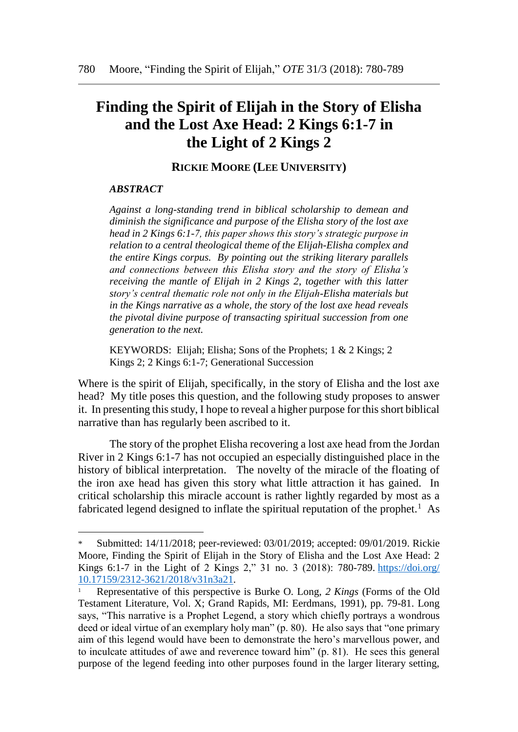# Finding the Spirit of Elijah in the Story of Elisha and the Lost Axe Head: 2 Kings 6:1-7 in the Light of 2 Kings 2

**RICKIE MOORE (LEE UNIVERSITY)**

***ABSTRACT***

*Against a long-standing trend in biblical scholarship to demean and diminish the significance and purpose of the Elisha story of the lost axe head in 2 Kings 6:1-7, this paper shows this story's strategic purpose in relation to a central theological theme of the Elijah-Elisha complex and the entire Kings corpus. By pointing out the striking literary parallels and connections between this Elisha story and the story of Elisha's receiving the mantle of Elijah in 2 Kings 2, together with this latter story's central thematic role not only in the Elijah-Elisha materials but in the Kings narrative as a whole, the story of the lost axe head reveals the pivotal divine purpose of transacting spiritual succession from one generation to the next.*

KEYWORDS: Elijah; Elisha; Sons of the Prophets; 1 & 2 Kings; 2 Kings 2; 2 Kings 6:1-7; Generational Succession

Where is the spirit of Elijah, specifically, in the story of Elisha and the lost axe head? My title poses this question, and the following study proposes to answer it. In presenting this study, I hope to reveal a higher purpose for this short biblical narrative than has regularly been ascribed to it.

The story of the prophet Elisha recovering a lost axe head from the Jordan River in 2 Kings 6:1-7 has not occupied an especially distinguished place in the history of biblical interpretation. The novelty of the miracle of the floating of the iron axe head has given this story what little attraction it has gained. In critical scholarship this miracle account is rather lightly regarded by most as a fabricated legend designed to inflate the spiritual reputation of the prophet.[1] As

---

* Submitted: 14/11/2018; peer-reviewed: 03/01/2019; accepted: 09/01/2019. Rickie Moore, Finding the Spirit of Elijah in the Story of Elisha and the Lost Axe Head: 2 Kings 6:1-7 in the Light of 2 Kings 2," 31 no. 3 (2018): 780-789. https://doi.org/10.17159/2312-3621/2018/v31n3a21.

[1] Representative of this perspective is Burke O. Long, *2 Kings* (Forms of the Old Testament Literature, Vol. X; Grand Rapids, MI: Eerdmans, 1991), pp. 79-81. Long says, "This narrative is a Prophet Legend, a story which chiefly portrays a wondrous deed or ideal virtue of an exemplary holy man" (p. 80). He also says that "one primary aim of this legend would have been to demonstrate the hero's marvellous power, and to inculcate attitudes of awe and reverence toward him" (p. 81). He sees this general purpose of the legend feeding into other purposes found in the larger literary setting,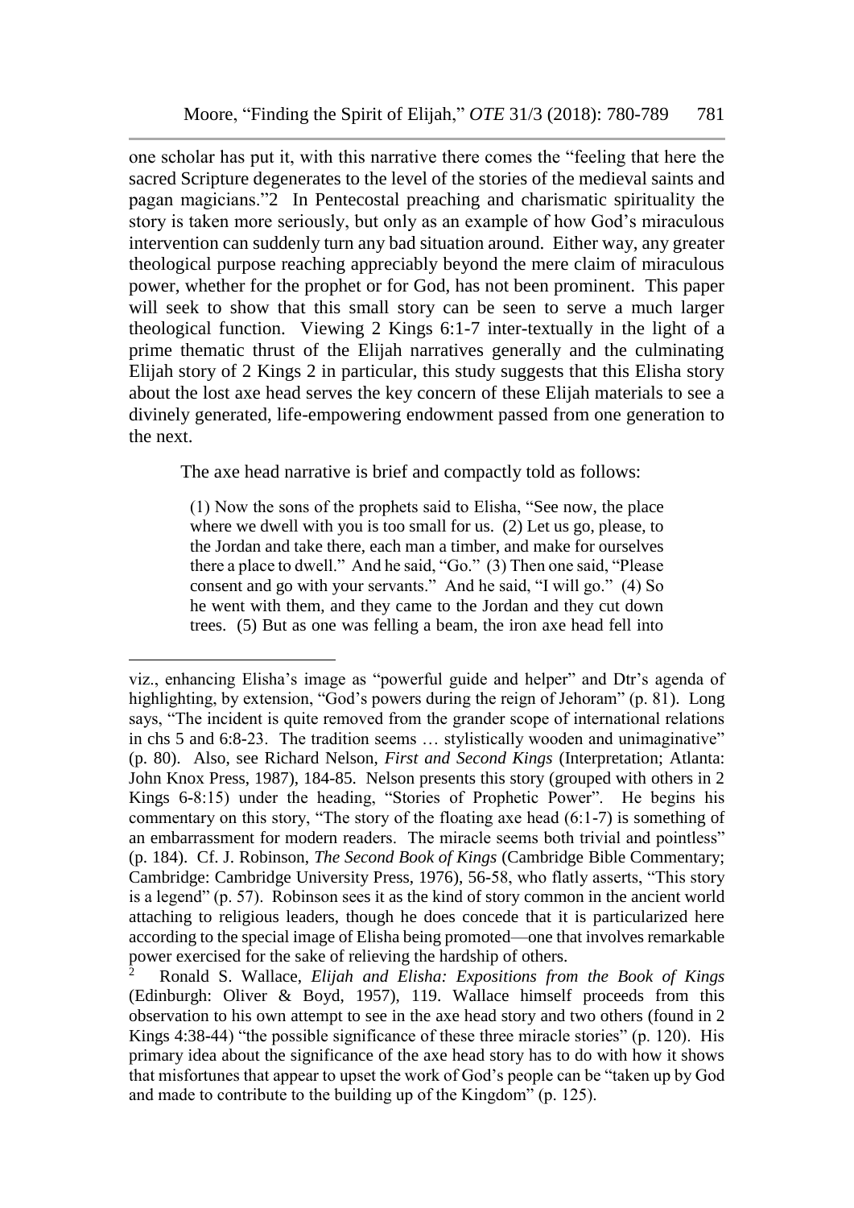one scholar has put it, with this narrative there comes the "feeling that here the sacred Scripture degenerates to the level of the stories of the medieval saints and pagan magicians."2 In Pentecostal preaching and charismatic spirituality the story is taken more seriously, but only as an example of how God's miraculous intervention can suddenly turn any bad situation around. Either way, any greater theological purpose reaching appreciably beyond the mere claim of miraculous power, whether for the prophet or for God, has not been prominent. This paper will seek to show that this small story can be seen to serve a much larger theological function. Viewing 2 Kings 6:1-7 inter-textually in the light of a prime thematic thrust of the Elijah narratives generally and the culminating Elijah story of 2 Kings 2 in particular, this study suggests that this Elisha story about the lost axe head serves the key concern of these Elijah materials to see a divinely generated, life-empowering endowment passed from one generation to the next.

The axe head narrative is brief and compactly told as follows:

> (1) Now the sons of the prophets said to Elisha, "See now, the place where we dwell with you is too small for us. (2) Let us go, please, to the Jordan and take there, each man a timber, and make for ourselves there a place to dwell." And he said, "Go." (3) Then one said, "Please consent and go with your servants." And he said, "I will go." (4) So he went with them, and they came to the Jordan and they cut down trees. (5) But as one was felling a beam, the iron axe head fell into

---

viz., enhancing Elisha's image as "powerful guide and helper" and Dtr's agenda of highlighting, by extension, "God's powers during the reign of Jehoram" (p. 81). Long says, "The incident is quite removed from the grander scope of international relations in chs 5 and 6:8-23. The tradition seems … stylistically wooden and unimaginative" (p. 80). Also, see Richard Nelson, *First and Second Kings* (Interpretation; Atlanta: John Knox Press, 1987), 184-85. Nelson presents this story (grouped with others in 2 Kings 6-8:15) under the heading, "Stories of Prophetic Power". He begins his commentary on this story, "The story of the floating axe head (6:1-7) is something of an embarrassment for modern readers. The miracle seems both trivial and pointless" (p. 184). Cf. J. Robinson, *The Second Book of Kings* (Cambridge Bible Commentary; Cambridge: Cambridge University Press, 1976), 56-58, who flatly asserts, "This story is a legend" (p. 57). Robinson sees it as the kind of story common in the ancient world attaching to religious leaders, though he does concede that it is particularized here according to the special image of Elisha being promoted—one that involves remarkable power exercised for the sake of relieving the hardship of others.

[2] Ronald S. Wallace, *Elijah and Elisha: Expositions from the Book of Kings* (Edinburgh: Oliver & Boyd, 1957), 119. Wallace himself proceeds from this observation to his own attempt to see in the axe head story and two others (found in 2 Kings 4:38-44) "the possible significance of these three miracle stories" (p. 120). His primary idea about the significance of the axe head story has to do with how it shows that misfortunes that appear to upset the work of God's people can be "taken up by God and made to contribute to the building up of the Kingdom" (p. 125).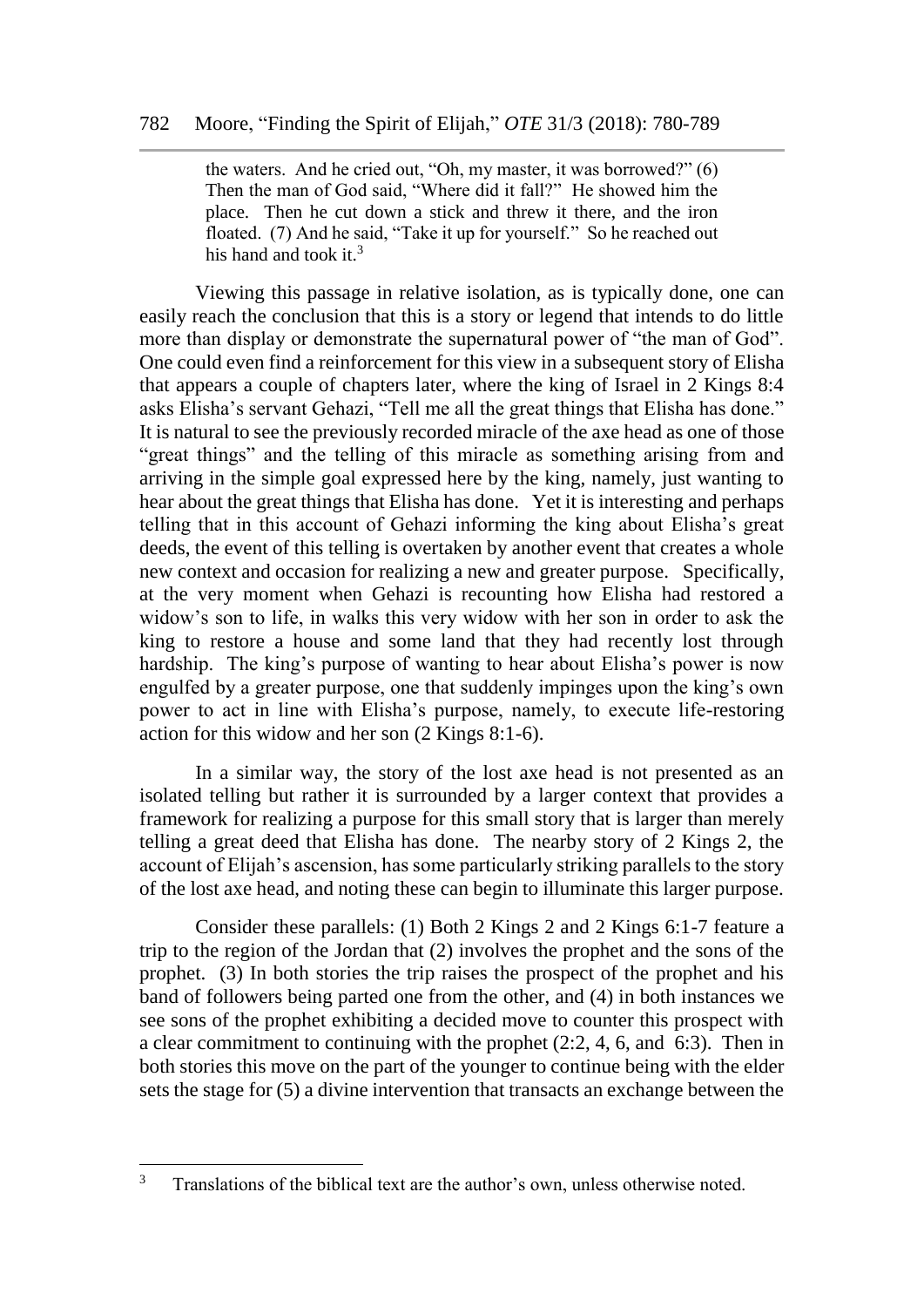> the waters. And he cried out, "Oh, my master, it was borrowed?" (6) Then the man of God said, "Where did it fall?" He showed him the place. Then he cut down a stick and threw it there, and the iron floated. (7) And he said, "Take it up for yourself." So he reached out his hand and took it.[3]

Viewing this passage in relative isolation, as is typically done, one can easily reach the conclusion that this is a story or legend that intends to do little more than display or demonstrate the supernatural power of "the man of God". One could even find a reinforcement for this view in a subsequent story of Elisha that appears a couple of chapters later, where the king of Israel in 2 Kings 8:4 asks Elisha's servant Gehazi, "Tell me all the great things that Elisha has done." It is natural to see the previously recorded miracle of the axe head as one of those "great things" and the telling of this miracle as something arising from and arriving in the simple goal expressed here by the king, namely, just wanting to hear about the great things that Elisha has done. Yet it is interesting and perhaps telling that in this account of Gehazi informing the king about Elisha's great deeds, the event of this telling is overtaken by another event that creates a whole new context and occasion for realizing a new and greater purpose. Specifically, at the very moment when Gehazi is recounting how Elisha had restored a widow's son to life, in walks this very widow with her son in order to ask the king to restore a house and some land that they had recently lost through hardship. The king's purpose of wanting to hear about Elisha's power is now engulfed by a greater purpose, one that suddenly impinges upon the king's own power to act in line with Elisha's purpose, namely, to execute life-restoring action for this widow and her son (2 Kings 8:1-6).

In a similar way, the story of the lost axe head is not presented as an isolated telling but rather it is surrounded by a larger context that provides a framework for realizing a purpose for this small story that is larger than merely telling a great deed that Elisha has done. The nearby story of 2 Kings 2, the account of Elijah's ascension, has some particularly striking parallels to the story of the lost axe head, and noting these can begin to illuminate this larger purpose.

Consider these parallels: (1) Both 2 Kings 2 and 2 Kings 6:1-7 feature a trip to the region of the Jordan that (2) involves the prophet and the sons of the prophet. (3) In both stories the trip raises the prospect of the prophet and his band of followers being parted one from the other, and (4) in both instances we see sons of the prophet exhibiting a decided move to counter this prospect with a clear commitment to continuing with the prophet (2:2, 4, 6, and 6:3). Then in both stories this move on the part of the younger to continue being with the elder sets the stage for (5) a divine intervention that transacts an exchange between the

---

[3] Translations of the biblical text are the author's own, unless otherwise noted.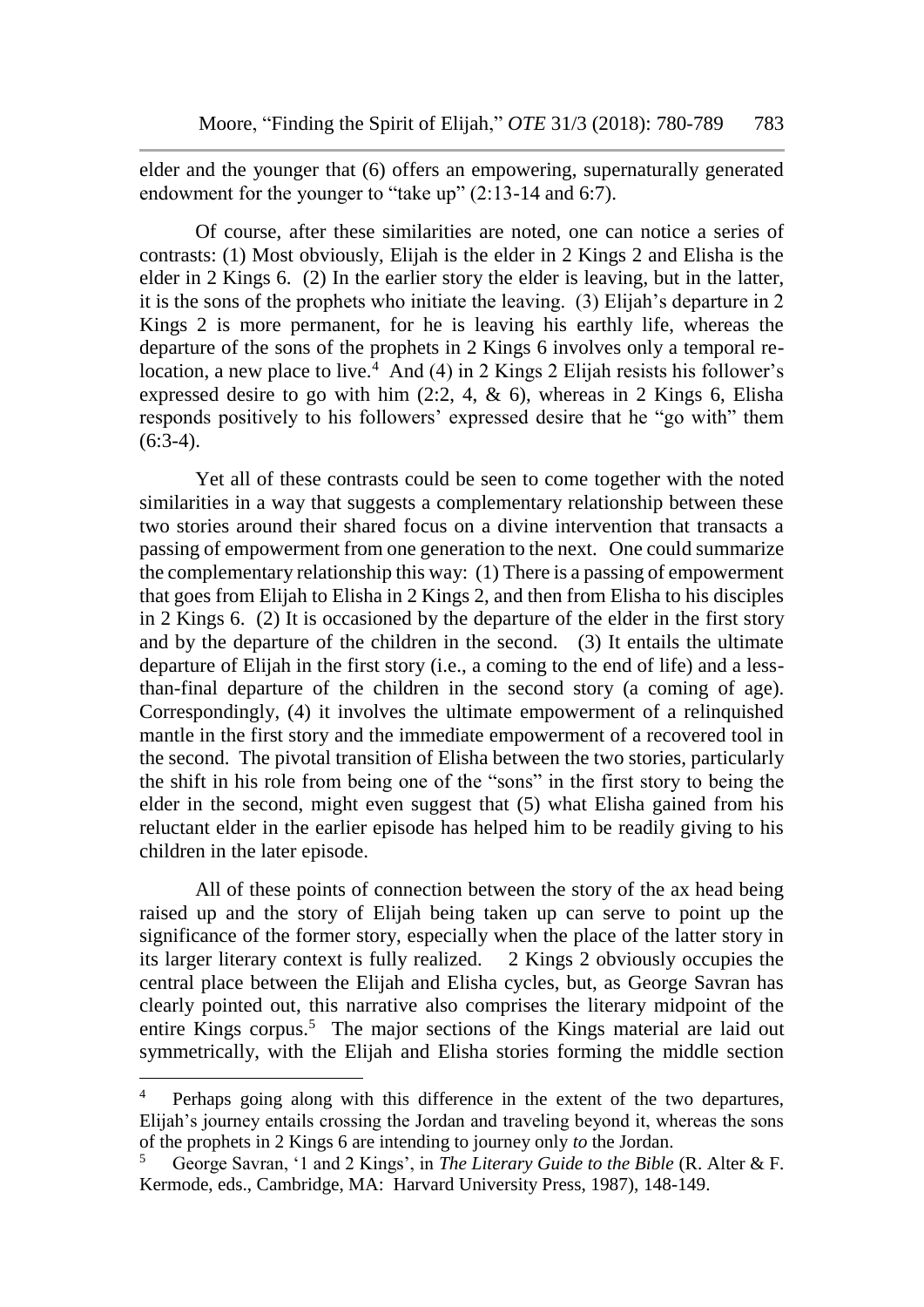elder and the younger that (6) offers an empowering, supernaturally generated endowment for the younger to "take up" (2:13-14 and 6:7).

Of course, after these similarities are noted, one can notice a series of contrasts: (1) Most obviously, Elijah is the elder in 2 Kings 2 and Elisha is the elder in 2 Kings 6. (2) In the earlier story the elder is leaving, but in the latter, it is the sons of the prophets who initiate the leaving. (3) Elijah's departure in 2 Kings 2 is more permanent, for he is leaving his earthly life, whereas the departure of the sons of the prophets in 2 Kings 6 involves only a temporal re-location, a new place to live.[4] And (4) in 2 Kings 2 Elijah resists his follower's expressed desire to go with him (2:2, 4, & 6), whereas in 2 Kings 6, Elisha responds positively to his followers' expressed desire that he "go with" them (6:3-4).

Yet all of these contrasts could be seen to come together with the noted similarities in a way that suggests a complementary relationship between these two stories around their shared focus on a divine intervention that transacts a passing of empowerment from one generation to the next. One could summarize the complementary relationship this way: (1) There is a passing of empowerment that goes from Elijah to Elisha in 2 Kings 2, and then from Elisha to his disciples in 2 Kings 6. (2) It is occasioned by the departure of the elder in the first story and by the departure of the children in the second. (3) It entails the ultimate departure of Elijah in the first story (i.e., a coming to the end of life) and a less-than-final departure of the children in the second story (a coming of age). Correspondingly, (4) it involves the ultimate empowerment of a relinquished mantle in the first story and the immediate empowerment of a recovered tool in the second. The pivotal transition of Elisha between the two stories, particularly the shift in his role from being one of the "sons" in the first story to being the elder in the second, might even suggest that (5) what Elisha gained from his reluctant elder in the earlier episode has helped him to be readily giving to his children in the later episode.

All of these points of connection between the story of the ax head being raised up and the story of Elijah being taken up can serve to point up the significance of the former story, especially when the place of the latter story in its larger literary context is fully realized. 2 Kings 2 obviously occupies the central place between the Elijah and Elisha cycles, but, as George Savran has clearly pointed out, this narrative also comprises the literary midpoint of the entire Kings corpus.[5] The major sections of the Kings material are laid out symmetrically, with the Elijah and Elisha stories forming the middle section

---

[4] Perhaps going along with this difference in the extent of the two departures, Elijah's journey entails crossing the Jordan and traveling beyond it, whereas the sons of the prophets in 2 Kings 6 are intending to journey only *to* the Jordan.

[5] George Savran, '1 and 2 Kings', in *The Literary Guide to the Bible* (R. Alter & F. Kermode, eds., Cambridge, MA: Harvard University Press, 1987), 148-149.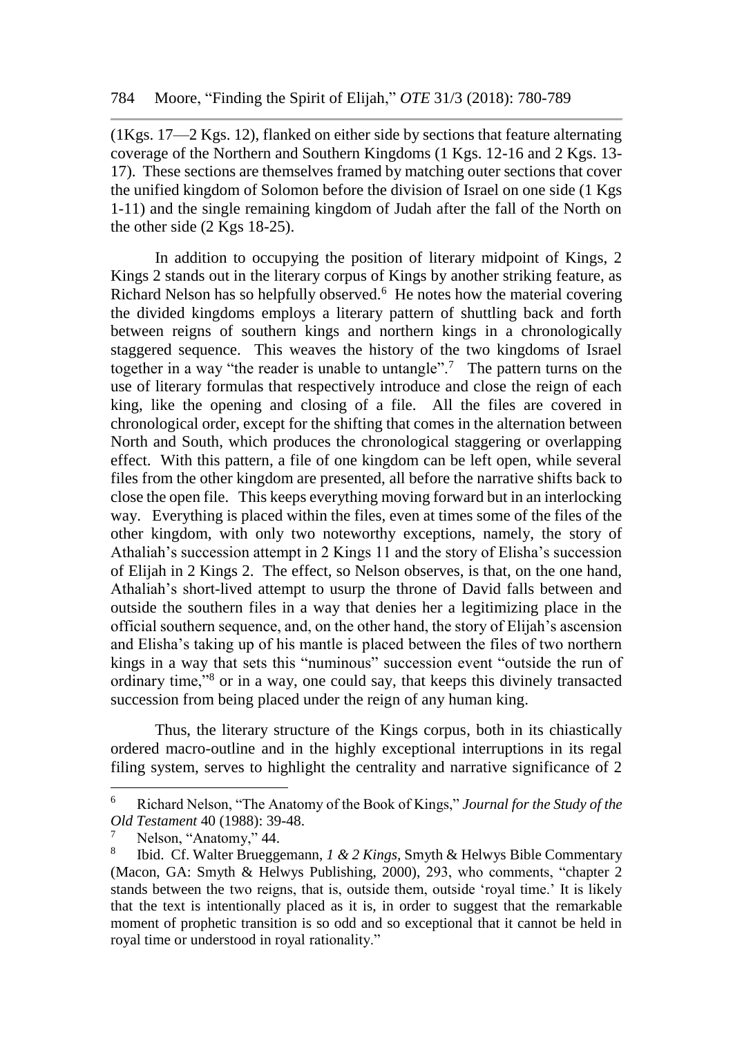(1Kgs. 17—2 Kgs. 12), flanked on either side by sections that feature alternating coverage of the Northern and Southern Kingdoms (1 Kgs. 12-16 and 2 Kgs. 13-17). These sections are themselves framed by matching outer sections that cover the unified kingdom of Solomon before the division of Israel on one side (1 Kgs 1-11) and the single remaining kingdom of Judah after the fall of the North on the other side (2 Kgs 18-25).

In addition to occupying the position of literary midpoint of Kings, 2 Kings 2 stands out in the literary corpus of Kings by another striking feature, as Richard Nelson has so helpfully observed.[6] He notes how the material covering the divided kingdoms employs a literary pattern of shuttling back and forth between reigns of southern kings and northern kings in a chronologically staggered sequence. This weaves the history of the two kingdoms of Israel together in a way "the reader is unable to untangle".[7] The pattern turns on the use of literary formulas that respectively introduce and close the reign of each king, like the opening and closing of a file. All the files are covered in chronological order, except for the shifting that comes in the alternation between North and South, which produces the chronological staggering or overlapping effect. With this pattern, a file of one kingdom can be left open, while several files from the other kingdom are presented, all before the narrative shifts back to close the open file. This keeps everything moving forward but in an interlocking way. Everything is placed within the files, even at times some of the files of the other kingdom, with only two noteworthy exceptions, namely, the story of Athaliah's succession attempt in 2 Kings 11 and the story of Elisha's succession of Elijah in 2 Kings 2. The effect, so Nelson observes, is that, on the one hand, Athaliah's short-lived attempt to usurp the throne of David falls between and outside the southern files in a way that denies her a legitimizing place in the official southern sequence, and, on the other hand, the story of Elijah's ascension and Elisha's taking up of his mantle is placed between the files of two northern kings in a way that sets this "numinous" succession event "outside the run of ordinary time,"[8] or in a way, one could say, that keeps this divinely transacted succession from being placed under the reign of any human king.

Thus, the literary structure of the Kings corpus, both in its chiastically ordered macro-outline and in the highly exceptional interruptions in its regal filing system, serves to highlight the centrality and narrative significance of 2

---

[6] Richard Nelson, "The Anatomy of the Book of Kings," *Journal for the Study of the Old Testament* 40 (1988): 39-48.

[7] Nelson, "Anatomy," 44.

[8] Ibid. Cf. Walter Brueggemann, *1 & 2 Kings*, Smyth & Helwys Bible Commentary (Macon, GA: Smyth & Helwys Publishing, 2000), 293, who comments, "chapter 2 stands between the two reigns, that is, outside them, outside 'royal time.' It is likely that the text is intentionally placed as it is, in order to suggest that the remarkable moment of prophetic transition is so odd and so exceptional that it cannot be held in royal time or understood in royal rationality."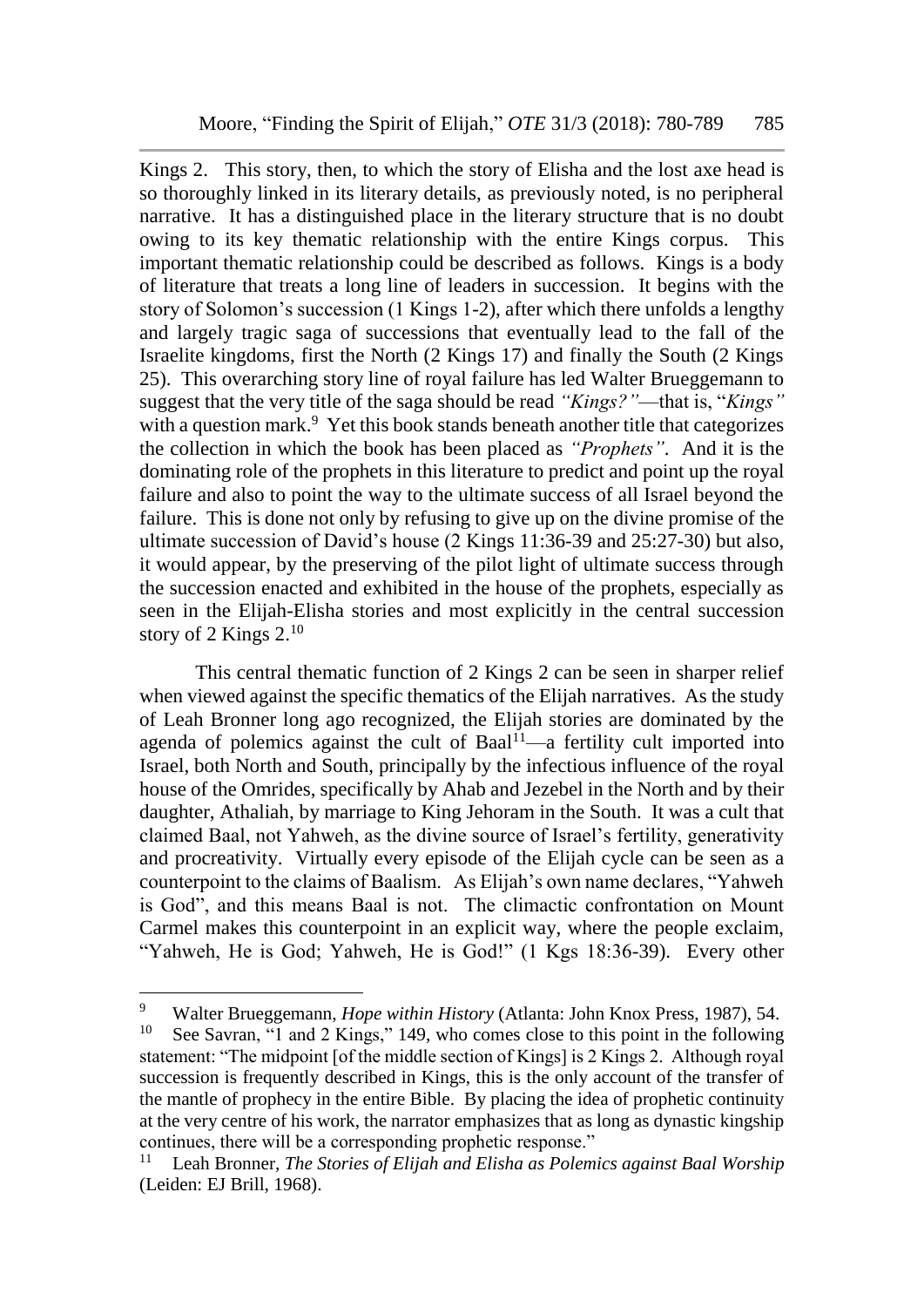Kings 2. This story, then, to which the story of Elisha and the lost axe head is so thoroughly linked in its literary details, as previously noted, is no peripheral narrative. It has a distinguished place in the literary structure that is no doubt owing to its key thematic relationship with the entire Kings corpus. This important thematic relationship could be described as follows. Kings is a body of literature that treats a long line of leaders in succession. It begins with the story of Solomon's succession (1 Kings 1-2), after which there unfolds a lengthy and largely tragic saga of successions that eventually lead to the fall of the Israelite kingdoms, first the North (2 Kings 17) and finally the South (2 Kings 25). This overarching story line of royal failure has led Walter Brueggemann to suggest that the very title of the saga should be read *"Kings?"*—that is, "*Kings"* with a question mark.[9] Yet this book stands beneath another title that categorizes the collection in which the book has been placed as *"Prophets"*. And it is the dominating role of the prophets in this literature to predict and point up the royal failure and also to point the way to the ultimate success of all Israel beyond the failure. This is done not only by refusing to give up on the divine promise of the ultimate succession of David's house (2 Kings 11:36-39 and 25:27-30) but also, it would appear, by the preserving of the pilot light of ultimate success through the succession enacted and exhibited in the house of the prophets, especially as seen in the Elijah-Elisha stories and most explicitly in the central succession story of 2 Kings 2.[10]

This central thematic function of 2 Kings 2 can be seen in sharper relief when viewed against the specific thematics of the Elijah narratives. As the study of Leah Bronner long ago recognized, the Elijah stories are dominated by the agenda of polemics against the cult of Baal[11]—a fertility cult imported into Israel, both North and South, principally by the infectious influence of the royal house of the Omrides, specifically by Ahab and Jezebel in the North and by their daughter, Athaliah, by marriage to King Jehoram in the South. It was a cult that claimed Baal, not Yahweh, as the divine source of Israel's fertility, generativity and procreativity. Virtually every episode of the Elijah cycle can be seen as a counterpoint to the claims of Baalism. As Elijah's own name declares, "Yahweh is God", and this means Baal is not. The climactic confrontation on Mount Carmel makes this counterpoint in an explicit way, where the people exclaim, "Yahweh, He is God; Yahweh, He is God!" (1 Kgs 18:36-39). Every other

---

[9] Walter Brueggemann, *Hope within History* (Atlanta: John Knox Press, 1987), 54.

[10] See Savran, "1 and 2 Kings," 149, who comes close to this point in the following statement: "The midpoint [of the middle section of Kings] is 2 Kings 2. Although royal succession is frequently described in Kings, this is the only account of the transfer of the mantle of prophecy in the entire Bible. By placing the idea of prophetic continuity at the very centre of his work, the narrator emphasizes that as long as dynastic kingship continues, there will be a corresponding prophetic response."

[11] Leah Bronner, *The Stories of Elijah and Elisha as Polemics against Baal Worship* (Leiden: EJ Brill, 1968).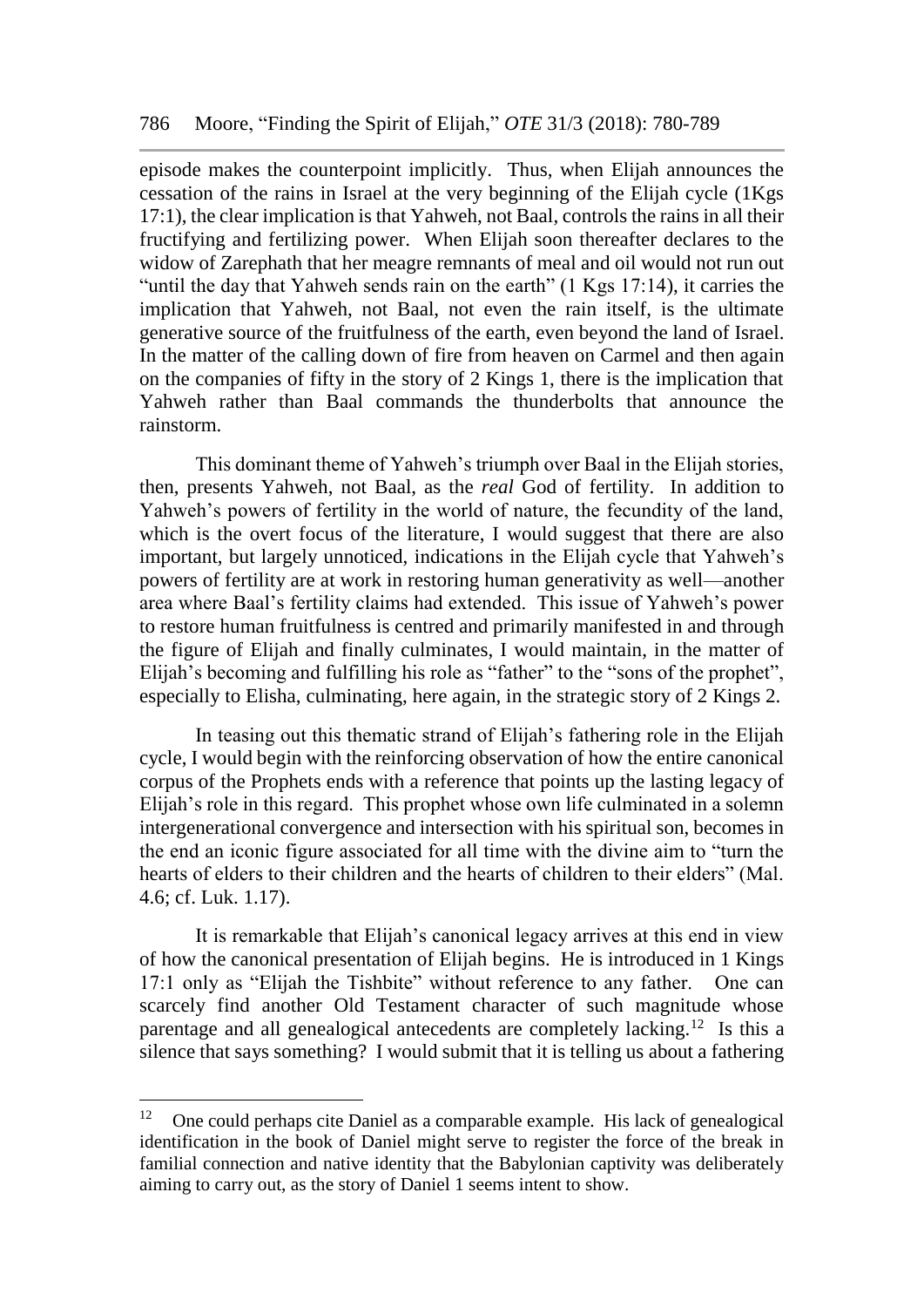episode makes the counterpoint implicitly. Thus, when Elijah announces the cessation of the rains in Israel at the very beginning of the Elijah cycle (1Kgs 17:1), the clear implication is that Yahweh, not Baal, controls the rains in all their fructifying and fertilizing power. When Elijah soon thereafter declares to the widow of Zarephath that her meagre remnants of meal and oil would not run out "until the day that Yahweh sends rain on the earth" (1 Kgs 17:14), it carries the implication that Yahweh, not Baal, not even the rain itself, is the ultimate generative source of the fruitfulness of the earth, even beyond the land of Israel. In the matter of the calling down of fire from heaven on Carmel and then again on the companies of fifty in the story of 2 Kings 1, there is the implication that Yahweh rather than Baal commands the thunderbolts that announce the rainstorm.

This dominant theme of Yahweh's triumph over Baal in the Elijah stories, then, presents Yahweh, not Baal, as the *real* God of fertility. In addition to Yahweh's powers of fertility in the world of nature, the fecundity of the land, which is the overt focus of the literature, I would suggest that there are also important, but largely unnoticed, indications in the Elijah cycle that Yahweh's powers of fertility are at work in restoring human generativity as well—another area where Baal's fertility claims had extended. This issue of Yahweh's power to restore human fruitfulness is centred and primarily manifested in and through the figure of Elijah and finally culminates, I would maintain, in the matter of Elijah's becoming and fulfilling his role as "father" to the "sons of the prophet", especially to Elisha, culminating, here again, in the strategic story of 2 Kings 2.

In teasing out this thematic strand of Elijah's fathering role in the Elijah cycle, I would begin with the reinforcing observation of how the entire canonical corpus of the Prophets ends with a reference that points up the lasting legacy of Elijah's role in this regard. This prophet whose own life culminated in a solemn intergenerational convergence and intersection with his spiritual son, becomes in the end an iconic figure associated for all time with the divine aim to "turn the hearts of elders to their children and the hearts of children to their elders" (Mal. 4.6; cf. Luk. 1.17).

It is remarkable that Elijah's canonical legacy arrives at this end in view of how the canonical presentation of Elijah begins. He is introduced in 1 Kings 17:1 only as "Elijah the Tishbite" without reference to any father. One can scarcely find another Old Testament character of such magnitude whose parentage and all genealogical antecedents are completely lacking.[12] Is this a silence that says something? I would submit that it is telling us about a fathering

---

[12] One could perhaps cite Daniel as a comparable example. His lack of genealogical identification in the book of Daniel might serve to register the force of the break in familial connection and native identity that the Babylonian captivity was deliberately aiming to carry out, as the story of Daniel 1 seems intent to show.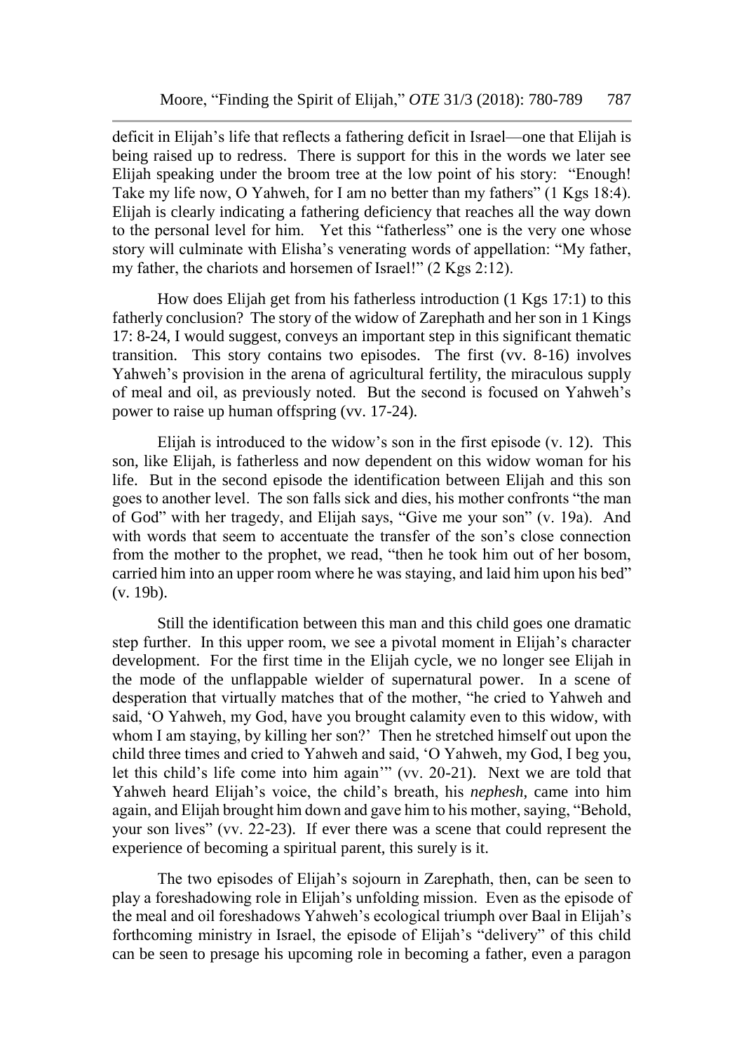deficit in Elijah's life that reflects a fathering deficit in Israel—one that Elijah is being raised up to redress. There is support for this in the words we later see Elijah speaking under the broom tree at the low point of his story: "Enough! Take my life now, O Yahweh, for I am no better than my fathers" (1 Kgs 18:4). Elijah is clearly indicating a fathering deficiency that reaches all the way down to the personal level for him. Yet this "fatherless" one is the very one whose story will culminate with Elisha's venerating words of appellation: "My father, my father, the chariots and horsemen of Israel!" (2 Kgs 2:12).

How does Elijah get from his fatherless introduction (1 Kgs 17:1) to this fatherly conclusion? The story of the widow of Zarephath and her son in 1 Kings 17: 8-24, I would suggest, conveys an important step in this significant thematic transition. This story contains two episodes. The first (vv. 8-16) involves Yahweh's provision in the arena of agricultural fertility, the miraculous supply of meal and oil, as previously noted. But the second is focused on Yahweh's power to raise up human offspring (vv. 17-24).

Elijah is introduced to the widow's son in the first episode (v. 12). This son, like Elijah, is fatherless and now dependent on this widow woman for his life. But in the second episode the identification between Elijah and this son goes to another level. The son falls sick and dies, his mother confronts "the man of God" with her tragedy, and Elijah says, "Give me your son" (v. 19a). And with words that seem to accentuate the transfer of the son's close connection from the mother to the prophet, we read, "then he took him out of her bosom, carried him into an upper room where he was staying, and laid him upon his bed" (v. 19b).

Still the identification between this man and this child goes one dramatic step further. In this upper room, we see a pivotal moment in Elijah's character development. For the first time in the Elijah cycle, we no longer see Elijah in the mode of the unflappable wielder of supernatural power. In a scene of desperation that virtually matches that of the mother, "he cried to Yahweh and said, 'O Yahweh, my God, have you brought calamity even to this widow, with whom I am staying, by killing her son?' Then he stretched himself out upon the child three times and cried to Yahweh and said, 'O Yahweh, my God, I beg you, let this child's life come into him again'" (vv. 20-21). Next we are told that Yahweh heard Elijah's voice, the child's breath, his *nephesh*, came into him again, and Elijah brought him down and gave him to his mother, saying, "Behold, your son lives" (vv. 22-23). If ever there was a scene that could represent the experience of becoming a spiritual parent, this surely is it.

The two episodes of Elijah's sojourn in Zarephath, then, can be seen to play a foreshadowing role in Elijah's unfolding mission. Even as the episode of the meal and oil foreshadows Yahweh's ecological triumph over Baal in Elijah's forthcoming ministry in Israel, the episode of Elijah's "delivery" of this child can be seen to presage his upcoming role in becoming a father, even a paragon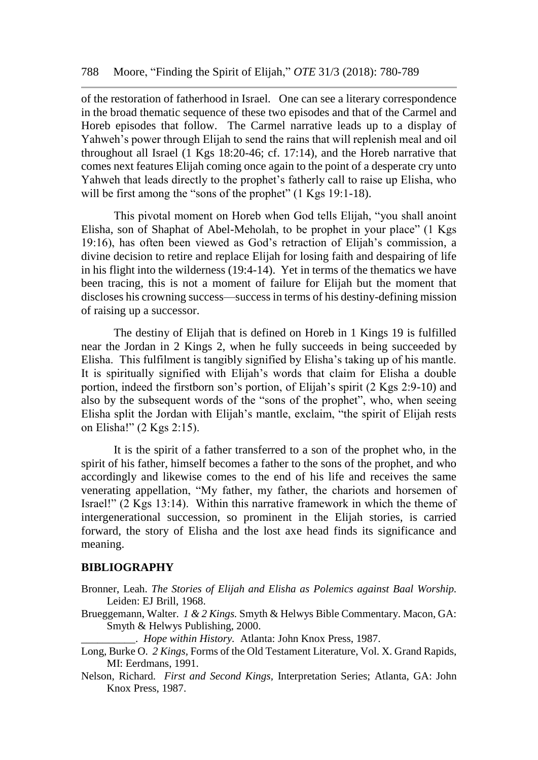of the restoration of fatherhood in Israel. One can see a literary correspondence in the broad thematic sequence of these two episodes and that of the Carmel and Horeb episodes that follow. The Carmel narrative leads up to a display of Yahweh's power through Elijah to send the rains that will replenish meal and oil throughout all Israel (1 Kgs 18:20-46; cf. 17:14), and the Horeb narrative that comes next features Elijah coming once again to the point of a desperate cry unto Yahweh that leads directly to the prophet's fatherly call to raise up Elisha, who will be first among the "sons of the prophet" (1 Kgs 19:1-18).

This pivotal moment on Horeb when God tells Elijah, "you shall anoint Elisha, son of Shaphat of Abel-Meholah, to be prophet in your place" (1 Kgs 19:16), has often been viewed as God's retraction of Elijah's commission, a divine decision to retire and replace Elijah for losing faith and despairing of life in his flight into the wilderness (19:4-14). Yet in terms of the thematics we have been tracing, this is not a moment of failure for Elijah but the moment that discloses his crowning success—success in terms of his destiny-defining mission of raising up a successor.

The destiny of Elijah that is defined on Horeb in 1 Kings 19 is fulfilled near the Jordan in 2 Kings 2, when he fully succeeds in being succeeded by Elisha. This fulfilment is tangibly signified by Elisha's taking up of his mantle. It is spiritually signified with Elijah's words that claim for Elisha a double portion, indeed the firstborn son's portion, of Elijah's spirit (2 Kgs 2:9-10) and also by the subsequent words of the "sons of the prophet", who, when seeing Elisha split the Jordan with Elijah's mantle, exclaim, "the spirit of Elijah rests on Elisha!" (2 Kgs 2:15).

It is the spirit of a father transferred to a son of the prophet who, in the spirit of his father, himself becomes a father to the sons of the prophet, and who accordingly and likewise comes to the end of his life and receives the same venerating appellation, "My father, my father, the chariots and horsemen of Israel!" (2 Kgs 13:14). Within this narrative framework in which the theme of intergenerational succession, so prominent in the Elijah stories, is carried forward, the story of Elisha and the lost axe head finds its significance and meaning.

## BIBLIOGRAPHY

Bronner, Leah. *The Stories of Elijah and Elisha as Polemics against Baal Worship.* Leiden: EJ Brill, 1968.

Brueggemann, Walter. *1 & 2 Kings.* Smyth & Helwys Bible Commentary. Macon, GA: Smyth & Helwys Publishing, 2000.

\_\_\_\_\_\_\_\_\_\_. *Hope within History.* Atlanta: John Knox Press, 1987.

Long, Burke O. *2 Kings,* Forms of the Old Testament Literature, Vol. X. Grand Rapids, MI: Eerdmans, 1991.

Nelson, Richard. *First and Second Kings*, Interpretation Series; Atlanta, GA: John Knox Press, 1987.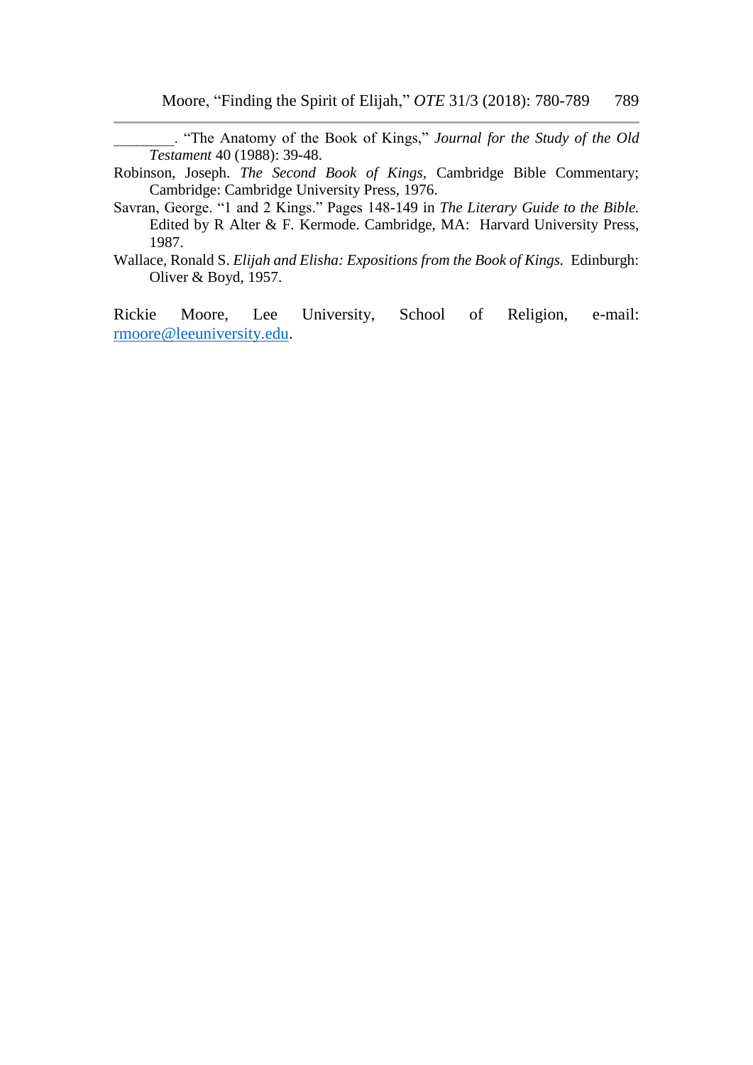________. "The Anatomy of the Book of Kings," *Journal for the Study of the Old Testament* 40 (1988): 39-48.

Robinson, Joseph. *The Second Book of Kings*, Cambridge Bible Commentary; Cambridge: Cambridge University Press, 1976.

Savran, George. "1 and 2 Kings." Pages 148-149 in *The Literary Guide to the Bible.* Edited by R Alter & F. Kermode. Cambridge, MA: Harvard University Press, 1987.

Wallace, Ronald S. *Elijah and Elisha: Expositions from the Book of Kings.* Edinburgh: Oliver & Boyd, 1957.

Rickie Moore, Lee University, School of Religion, e-mail: rmoore@leeuniversity.edu.